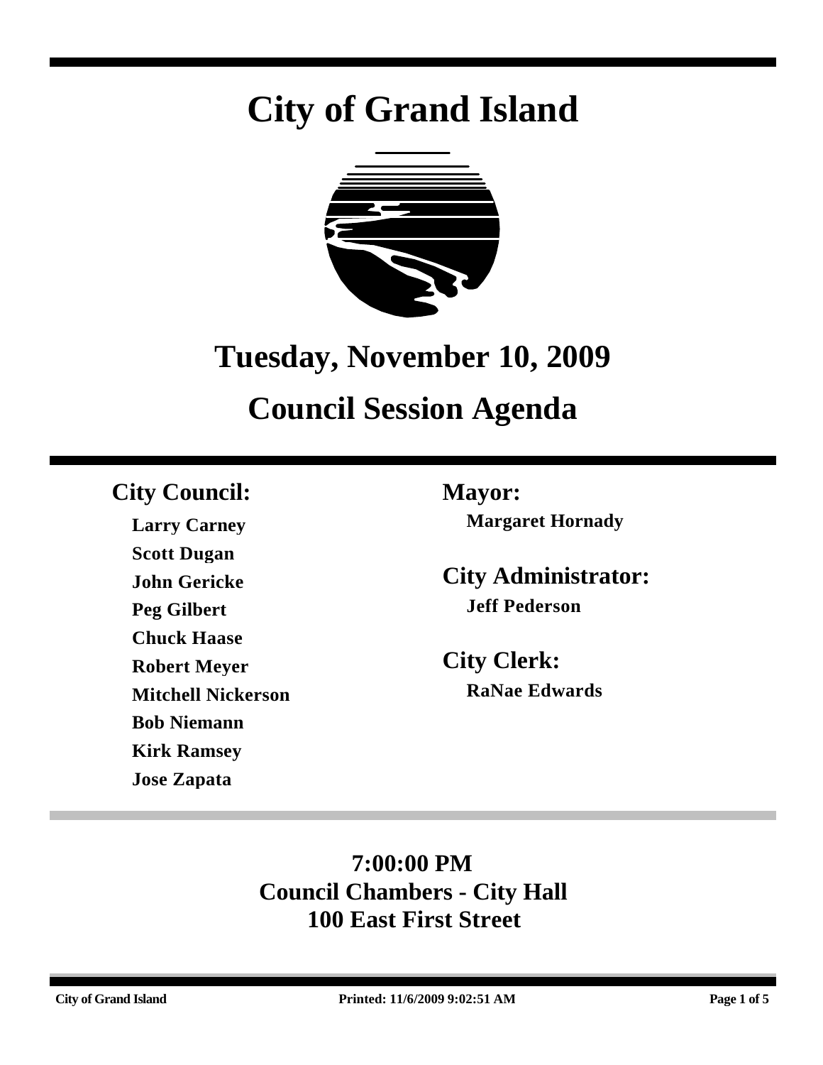# City of Grand Island

## Tuesday, November 10, 2009

## Council Session Agenda

### City Council:

**Larry Carney**
**Scott Dugan**
**John Gericke**
**Peg Gilbert**
**Chuck Haase**
**Robert Meyer**
**Mitchell Nickerson**
**Bob Niemann**
**Kirk Ramsey**
**Jose Zapata**

### Mayor:

**Margaret Hornady**

### City Administrator:

**Jeff Pederson**

### City Clerk:

**RaNae Edwards**

**7:00:00 PM**
**Council Chambers - City Hall**
**100 East First Street**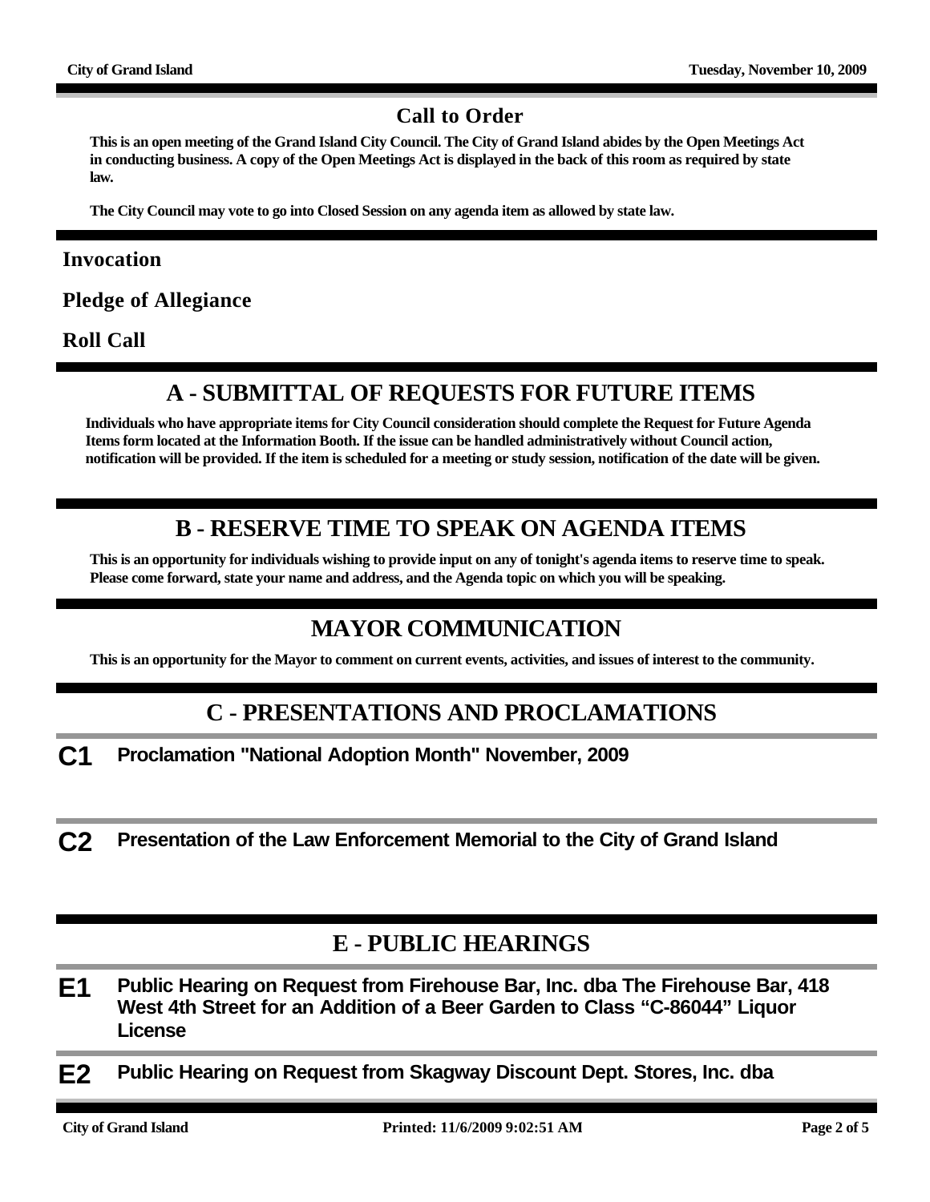## Call to Order

**This is an open meeting of the Grand Island City Council. The City of Grand Island abides by the Open Meetings Act in conducting business. A copy of the Open Meetings Act is displayed in the back of this room as required by state law.**

**The City Council may vote to go into Closed Session on any agenda item as allowed by state law.**

### Invocation

### Pledge of Allegiance

### Roll Call

## A - SUBMITTAL OF REQUESTS FOR FUTURE ITEMS

**Individuals who have appropriate items for City Council consideration should complete the Request for Future Agenda Items form located at the Information Booth. If the issue can be handled administratively without Council action, notification will be provided. If the item is scheduled for a meeting or study session, notification of the date will be given.**

## B - RESERVE TIME TO SPEAK ON AGENDA ITEMS

**This is an opportunity for individuals wishing to provide input on any of tonight's agenda items to reserve time to speak. Please come forward, state your name and address, and the Agenda topic on which you will be speaking.**

## MAYOR COMMUNICATION

**This is an opportunity for the Mayor to comment on current events, activities, and issues of interest to the community.**

## C - PRESENTATIONS AND PROCLAMATIONS

**C1** **Proclamation "National Adoption Month" November, 2009**

**C2** **Presentation of the Law Enforcement Memorial to the City of Grand Island**

## E - PUBLIC HEARINGS

**E1** **Public Hearing on Request from Firehouse Bar, Inc. dba The Firehouse Bar, 418 West 4th Street for an Addition of a Beer Garden to Class "C-86044" Liquor License**

**E2** **Public Hearing on Request from Skagway Discount Dept. Stores, Inc. dba**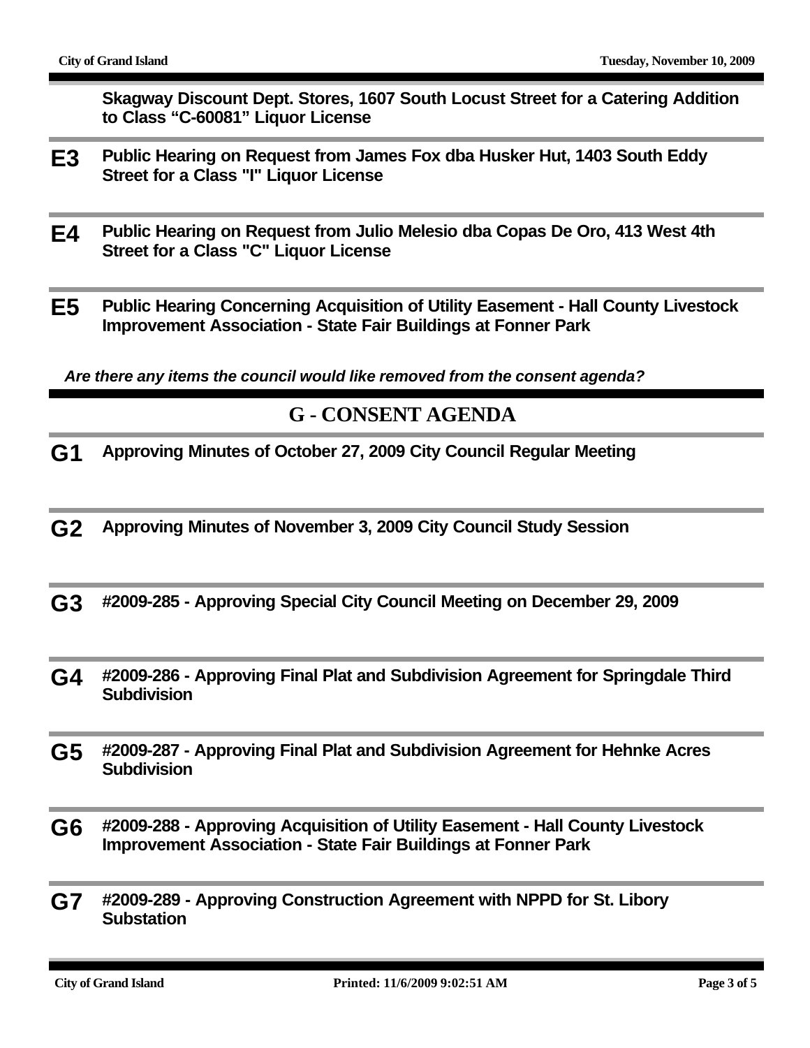**Skagway Discount Dept. Stores, 1607 South Locust Street for a Catering Addition to Class "C-60081" Liquor License**

**E3** **Public Hearing on Request from James Fox dba Husker Hut, 1403 South Eddy Street for a Class "I" Liquor License**

**E4** **Public Hearing on Request from Julio Melesio dba Copas De Oro, 413 West 4th Street for a Class "C" Liquor License**

**E5** **Public Hearing Concerning Acquisition of Utility Easement - Hall County Livestock Improvement Association - State Fair Buildings at Fonner Park**

***Are there any items the council would like removed from the consent agenda?***

## G - CONSENT AGENDA

**G1** **Approving Minutes of October 27, 2009 City Council Regular Meeting**

**G2** **Approving Minutes of November 3, 2009 City Council Study Session**

**G3** **#2009-285 - Approving Special City Council Meeting on December 29, 2009**

**G4** **#2009-286 - Approving Final Plat and Subdivision Agreement for Springdale Third Subdivision**

**G5** **#2009-287 - Approving Final Plat and Subdivision Agreement for Hehnke Acres Subdivision**

**G6** **#2009-288 - Approving Acquisition of Utility Easement - Hall County Livestock Improvement Association - State Fair Buildings at Fonner Park**

**G7** **#2009-289 - Approving Construction Agreement with NPPD for St. Libory Substation**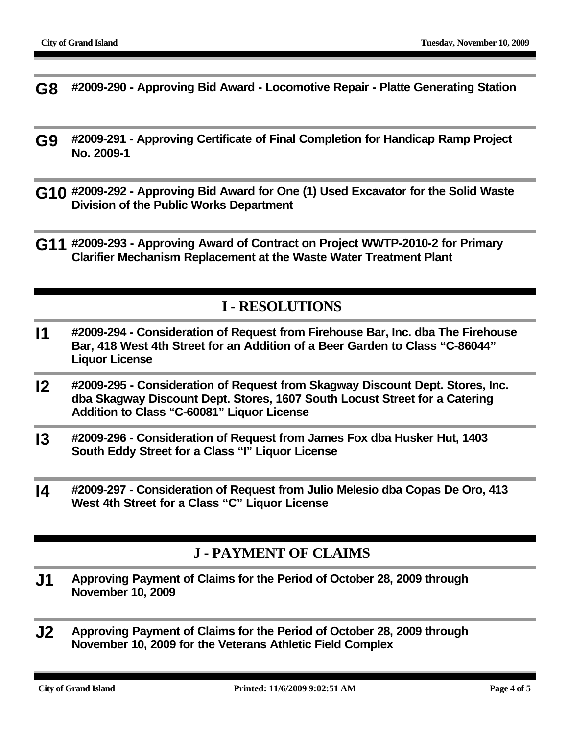**G8** **#2009-290 - Approving Bid Award - Locomotive Repair - Platte Generating Station**

**G9** **#2009-291 - Approving Certificate of Final Completion for Handicap Ramp Project No. 2009-1**

**G10** **#2009-292 - Approving Bid Award for One (1) Used Excavator for the Solid Waste Division of the Public Works Department**

**G11** **#2009-293 - Approving Award of Contract on Project WWTP-2010-2 for Primary Clarifier Mechanism Replacement at the Waste Water Treatment Plant**

## I - RESOLUTIONS

**I1** **#2009-294 - Consideration of Request from Firehouse Bar, Inc. dba The Firehouse Bar, 418 West 4th Street for an Addition of a Beer Garden to Class "C-86044" Liquor License**

**I2** **#2009-295 - Consideration of Request from Skagway Discount Dept. Stores, Inc. dba Skagway Discount Dept. Stores, 1607 South Locust Street for a Catering Addition to Class "C-60081" Liquor License**

**I3** **#2009-296 - Consideration of Request from James Fox dba Husker Hut, 1403 South Eddy Street for a Class "I" Liquor License**

**I4** **#2009-297 - Consideration of Request from Julio Melesio dba Copas De Oro, 413 West 4th Street for a Class "C" Liquor License**

## J - PAYMENT OF CLAIMS

**J1** **Approving Payment of Claims for the Period of October 28, 2009 through November 10, 2009**

**J2** **Approving Payment of Claims for the Period of October 28, 2009 through November 10, 2009 for the Veterans Athletic Field Complex**